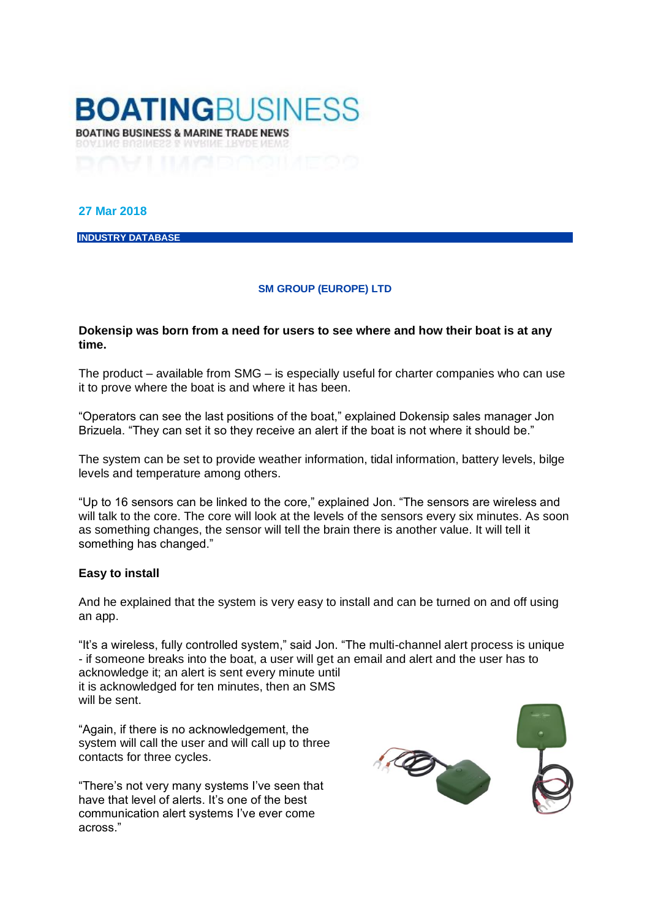# BOATINGBUSINESS

BOATING BUSINESS & MARINE TRADE NEWS

27 Mar 2018

INDUSTRY DATABASE

## SM GROUP (EUROPE) LTD

**Dokensip was born from a need for users to see where and how their boat is at any time.**

The product – available from SMG – is especially useful for charter companies who can use it to prove where the boat is and where it has been.

"Operators can see the last positions of the boat," explained Dokensip sales manager Jon Brizuela. "They can set it so they receive an alert if the boat is not where it should be."

The system can be set to provide weather information, tidal information, battery levels, bilge levels and temperature among others.

"Up to 16 sensors can be linked to the core," explained Jon. "The sensors are wireless and will talk to the core. The core will look at the levels of the sensors every six minutes. As soon as something changes, the sensor will tell the brain there is another value. It will tell it something has changed."

**Easy to install**

And he explained that the system is very easy to install and can be turned on and off using an app.

"It's a wireless, fully controlled system," said Jon. "The multi-channel alert process is unique - if someone breaks into the boat, a user will get an email and alert and the user has to acknowledge it; an alert is sent every minute until it is acknowledged for ten minutes, then an SMS will be sent.

"Again, if there is no acknowledgement, the system will call the user and will call up to three contacts for three cycles.

"There's not very many systems I've seen that have that level of alerts. It's one of the best communication alert systems I've ever come across."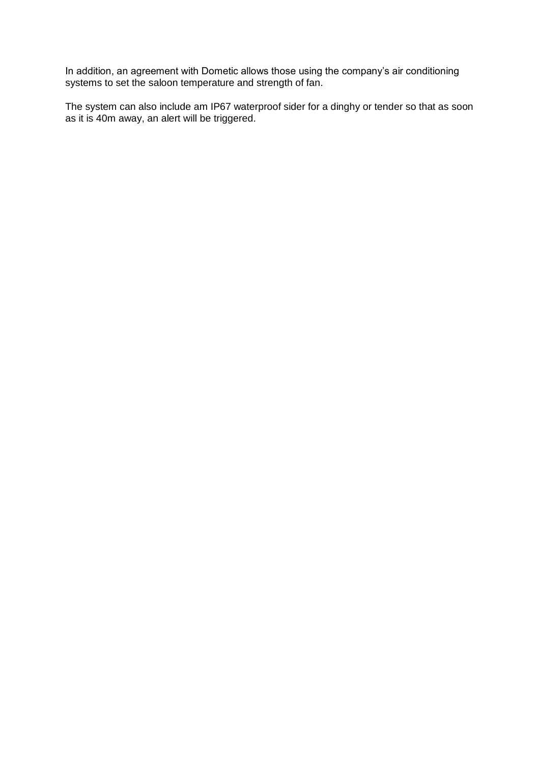In addition, an agreement with Dometic allows those using the company's air conditioning systems to set the saloon temperature and strength of fan.

The system can also include am IP67 waterproof sider for a dinghy or tender so that as soon as it is 40m away, an alert will be triggered.